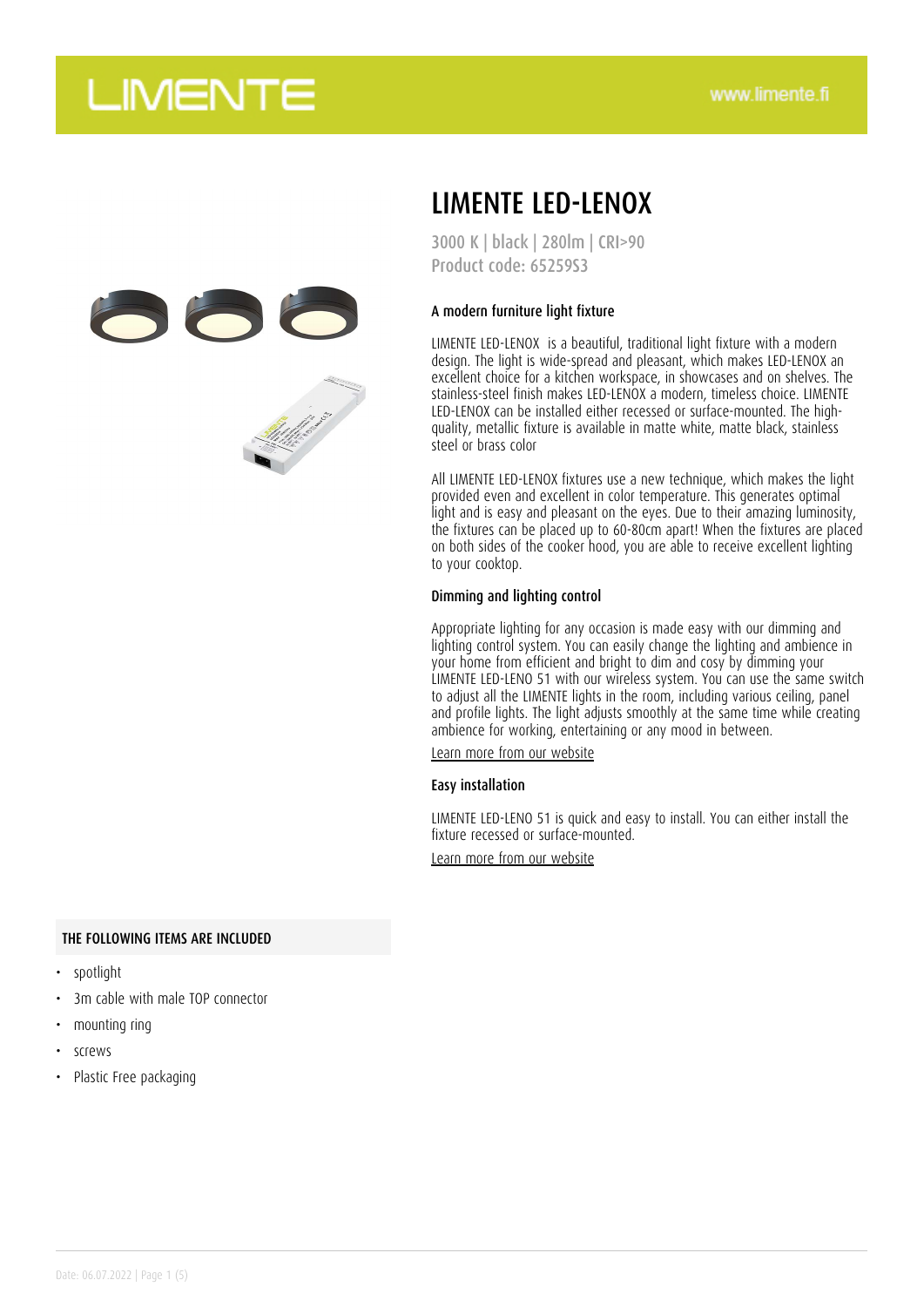# LIMENTE LED-LENOX

3000 K | black | 280lm | CRI>90
Product code: 65259S3

### A modern furniture light fixture

LIMENTE LED-LENOX is a beautiful, traditional light fixture with a modern design. The light is wide-spread and pleasant, which makes LED-LENOX an excellent choice for a kitchen workspace, in showcases and on shelves. The stainless-steel finish makes LED-LENOX a modern, timeless choice. LIMENTE LED-LENOX can be installed either recessed or surface-mounted. The high-quality, metallic fixture is available in matte white, matte black, stainless steel or brass color

All LIMENTE LED-LENOX fixtures use a new technique, which makes the light provided even and excellent in color temperature. This generates optimal light and is easy and pleasant on the eyes. Due to their amazing luminosity, the fixtures can be placed up to 60-80cm apart! When the fixtures are placed on both sides of the cooker hood, you are able to receive excellent lighting to your cooktop.

### Dimming and lighting control

Appropriate lighting for any occasion is made easy with our dimming and lighting control system. You can easily change the lighting and ambience in your home from efficient and bright to dim and cosy by dimming your LIMENTE LED-LENO 51 with our wireless system. You can use the same switch to adjust all the LIMENTE lights in the room, including various ceiling, panel and profile lights. The light adjusts smoothly at the same time while creating ambience for working, entertaining or any mood in between.

Learn more from our website

### Easy installation

LIMENTE LED-LENO 51 is quick and easy to install. You can either install the fixture recessed or surface-mounted.

Learn more from our website

### THE FOLLOWING ITEMS ARE INCLUDED

- spotlight
- 3m cable with male TOP connector
- mounting ring
- screws
- Plastic Free packaging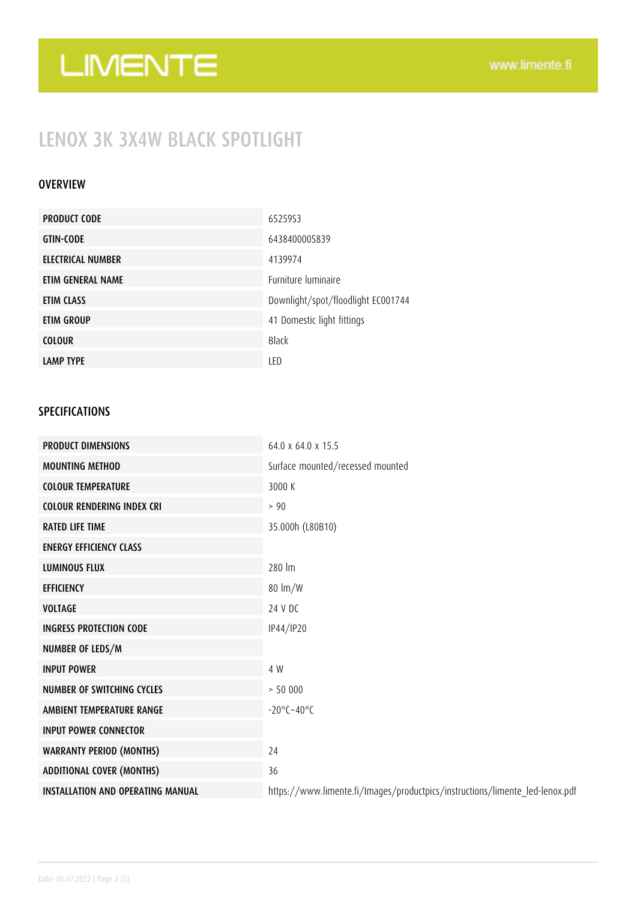# LENOX 3K 3X4W BLACK SPOTLIGHT

## OVERVIEW

| | |
|---|---|
| **PRODUCT CODE** | 65259S3 |
| **GTIN-CODE** | 6438400005839 |
| **ELECTRICAL NUMBER** | 4139974 |
| **ETIM GENERAL NAME** | Furniture luminaire |
| **ETIM CLASS** | Downlight/spot/floodlight EC001744 |
| **ETIM GROUP** | 41 Domestic light fittings |
| **COLOUR** | Black |
| **LAMP TYPE** | LED |

## SPECIFICATIONS

| | |
|---|---|
| **PRODUCT DIMENSIONS** | 64.0 x 64.0 x 15.5 |
| **MOUNTING METHOD** | Surface mounted/recessed mounted |
| **COLOUR TEMPERATURE** | 3000 K |
| **COLOUR RENDERING INDEX CRI** | > 90 |
| **RATED LIFE TIME** | 35.000h (L80B10) |
| **ENERGY EFFICIENCY CLASS** | |
| **LUMINOUS FLUX** | 280 lm |
| **EFFICIENCY** | 80 lm/W |
| **VOLTAGE** | 24 V DC |
| **INGRESS PROTECTION CODE** | IP44/IP20 |
| **NUMBER OF LEDS/M** | |
| **INPUT POWER** | 4 W |
| **NUMBER OF SWITCHING CYCLES** | > 50 000 |
| **AMBIENT TEMPERATURE RANGE** | -20°C~40°C |
| **INPUT POWER CONNECTOR** | |
| **WARRANTY PERIOD (MONTHS)** | 24 |
| **ADDITIONAL COVER (MONTHS)** | 36 |
| **INSTALLATION AND OPERATING MANUAL** | https://www.limente.fi/Images/productpics/instructions/limente_led-lenox.pdf |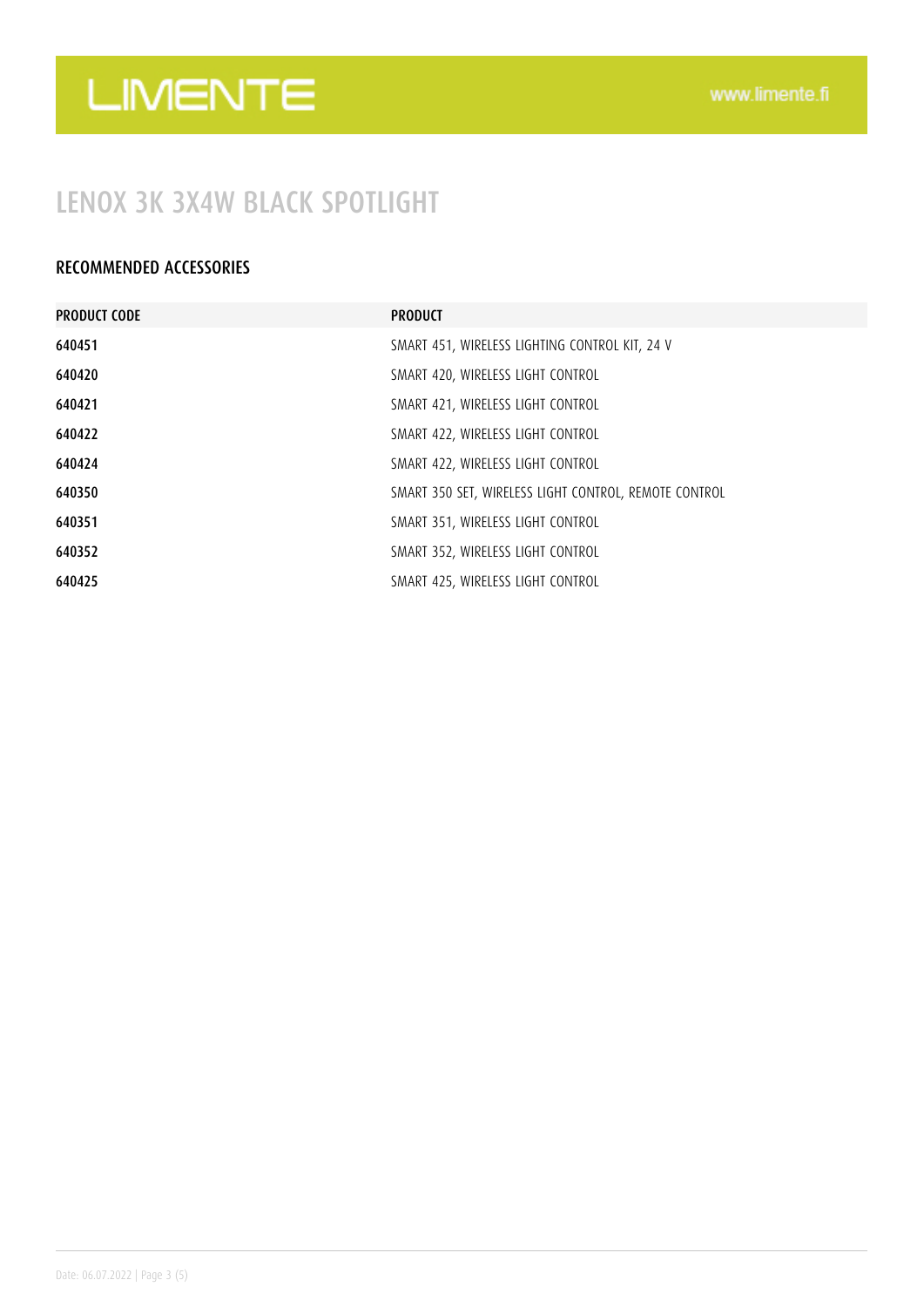# LENOX 3K 3X4W BLACK SPOTLIGHT

## RECOMMENDED ACCESSORIES

| PRODUCT CODE | PRODUCT |
|---|---|
| 640451 | SMART 451, WIRELESS LIGHTING CONTROL KIT, 24 V |
| 640420 | SMART 420, WIRELESS LIGHT CONTROL |
| 640421 | SMART 421, WIRELESS LIGHT CONTROL |
| 640422 | SMART 422, WIRELESS LIGHT CONTROL |
| 640424 | SMART 422, WIRELESS LIGHT CONTROL |
| 640350 | SMART 350 SET, WIRELESS LIGHT CONTROL, REMOTE CONTROL |
| 640351 | SMART 351, WIRELESS LIGHT CONTROL |
| 640352 | SMART 352, WIRELESS LIGHT CONTROL |
| 640425 | SMART 425, WIRELESS LIGHT CONTROL |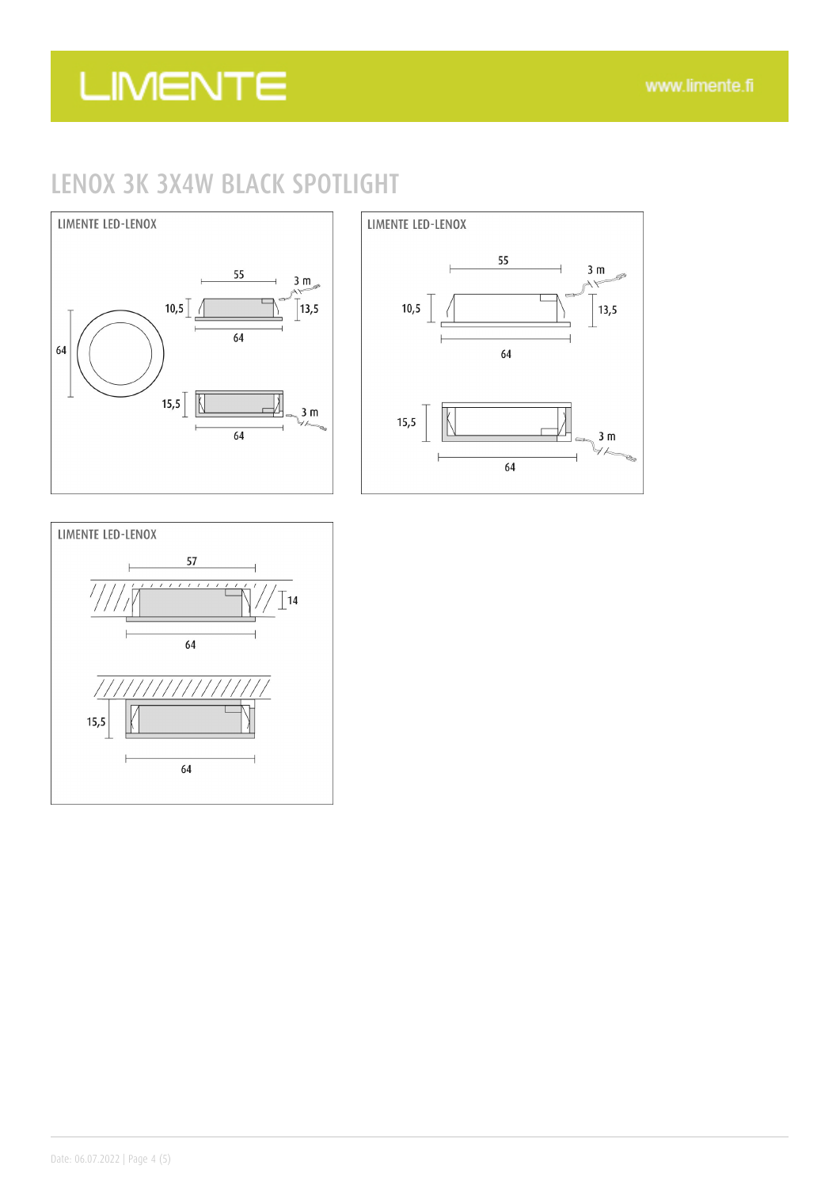# LENOX 3K 3X4W BLACK SPOTLIGHT

LIMENTE LED-LENOX

55 | 3 m | 10,5 | 13,5 | 64 | 64 | 15,5 | 3 m | 64

LIMENTE LED-LENOX

55 | 3 m | 10,5 | 13,5 | 64 | 15,5 | 3 m | 64

LIMENTE LED-LENOX

57 | 14 | 64 | 15,5 | 64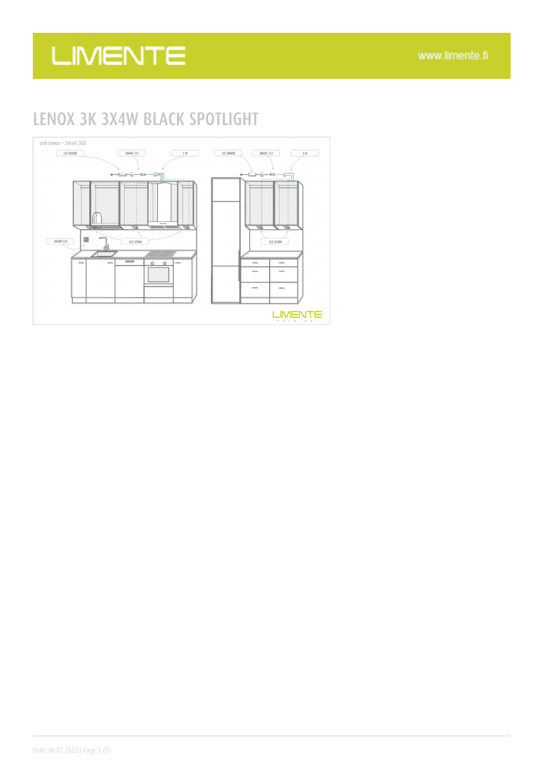# LENOX 3K 3X4W BLACK SPOTLIGHT

Led-Lenox + Smart 350

LED DRIVER

SMART 351

3 M

LED DRIVER

SMART 351

3 M

SMART 352

LED LENOX

LED LENOX

LIMENTE

HELSINKI